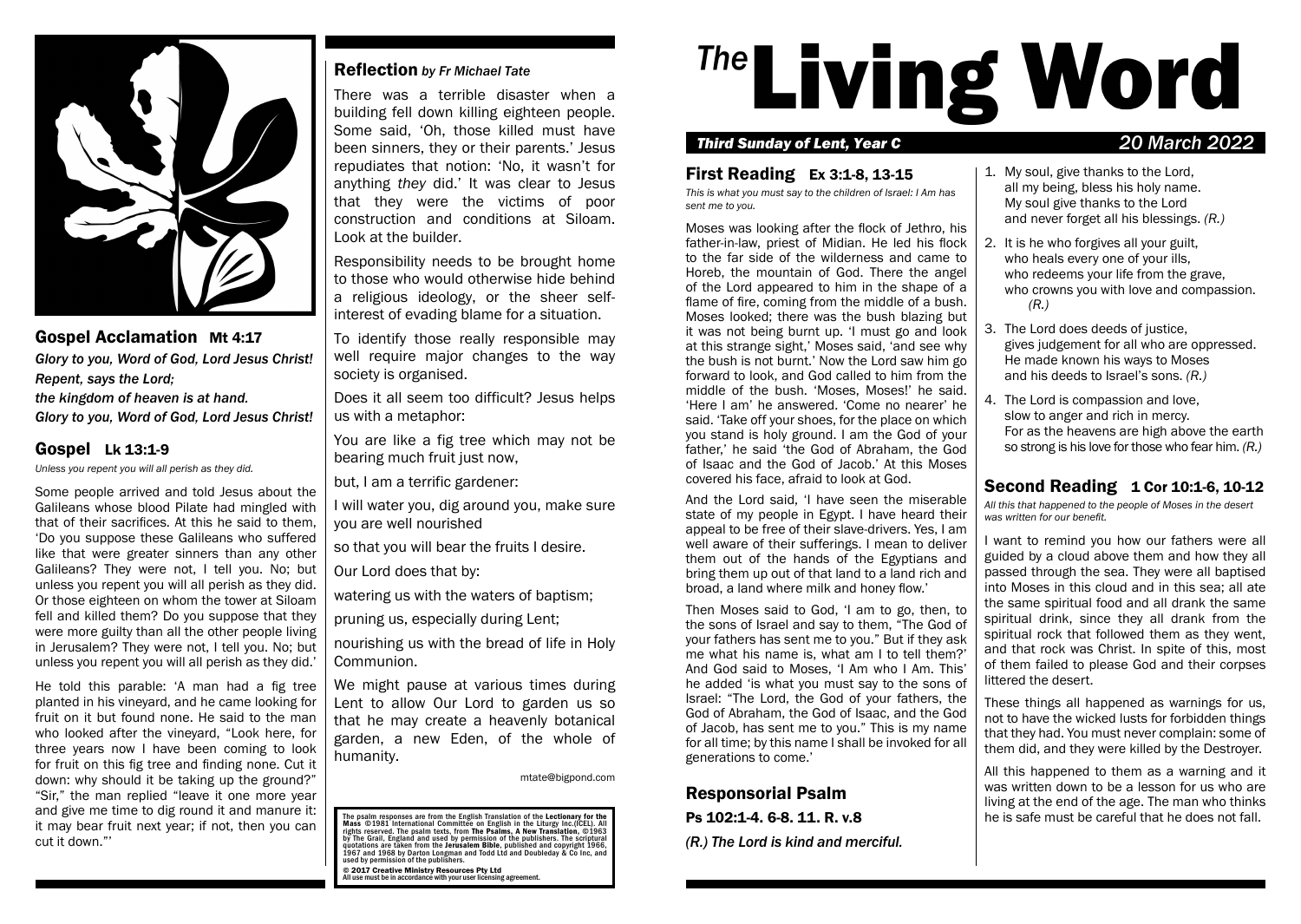# The Living Word

***Third Sunday of Lent, Year C*** *20 March 2022*

## First Reading Ex 3:1-8, 13-15

*This is what you must say to the children of Israel: I Am has sent me to you.*

Moses was looking after the flock of Jethro, his father-in-law, priest of Midian. He led his flock to the far side of the wilderness and came to Horeb, the mountain of God. There the angel of the Lord appeared to him in the shape of a flame of fire, coming from the middle of a bush. Moses looked; there was the bush blazing but it was not being burnt up. 'I must go and look at this strange sight,' Moses said, 'and see why the bush is not burnt.' Now the Lord saw him go forward to look, and God called to him from the middle of the bush. 'Moses, Moses!' he said. 'Here I am' he answered. 'Come no nearer' he said. 'Take off your shoes, for the place on which you stand is holy ground. I am the God of your father,' he said 'the God of Abraham, the God of Isaac and the God of Jacob.' At this Moses covered his face, afraid to look at God.

And the Lord said, 'I have seen the miserable state of my people in Egypt. I have heard their appeal to be free of their slave-drivers. Yes, I am well aware of their sufferings. I mean to deliver them out of the hands of the Egyptians and bring them up out of that land to a land rich and broad, a land where milk and honey flow.'

Then Moses said to God, 'I am to go, then, to the sons of Israel and say to them, "The God of your fathers has sent me to you." But if they ask me what his name is, what am I to tell them?' And God said to Moses, 'I Am who I Am. This' he added 'is what you must say to the sons of Israel: "The Lord, the God of your fathers, the God of Abraham, the God of Isaac, and the God of Jacob, has sent me to you." This is my name for all time; by this name I shall be invoked for all generations to come.'

## Responsorial Psalm

**Ps 102:1-4. 6-8. 11. R. v.8**

***(R.) The Lord is kind and merciful.***

1. My soul, give thanks to the Lord, all my being, bless his holy name. My soul give thanks to the Lord and never forget all his blessings. *(R.)*
2. It is he who forgives all your guilt, who heals every one of your ills, who redeems your life from the grave, who crowns you with love and compassion. *(R.)*
3. The Lord does deeds of justice, gives judgement for all who are oppressed. He made known his ways to Moses and his deeds to Israel's sons. *(R.)*
4. The Lord is compassion and love, slow to anger and rich in mercy. For as the heavens are high above the earth so strong is his love for those who fear him. *(R.)*

## Second Reading 1 Cor 10:1-6, 10-12

*All this that happened to the people of Moses in the desert was written for our benefit.*

I want to remind you how our fathers were all guided by a cloud above them and how they all passed through the sea. They were all baptised into Moses in this cloud and in this sea; all ate the same spiritual food and all drank the same spiritual drink, since they all drank from the spiritual rock that followed them as they went, and that rock was Christ. In spite of this, most of them failed to please God and their corpses littered the desert.

These things all happened as warnings for us, not to have the wicked lusts for forbidden things that they had. You must never complain: some of them did, and they were killed by the Destroyer.

All this happened to them as a warning and it was written down to be a lesson for us who are living at the end of the age. The man who thinks he is safe must be careful that he does not fall.

## Gospel Acclamation Mt 4:17

***Glory to you, Word of God, Lord Jesus Christ!***
***Repent, says the Lord;***
***the kingdom of heaven is at hand.***
***Glory to you, Word of God, Lord Jesus Christ!***

## Gospel Lk 13:1-9

*Unless you repent you will all perish as they did.*

Some people arrived and told Jesus about the Galileans whose blood Pilate had mingled with that of their sacrifices. At this he said to them, 'Do you suppose these Galileans who suffered like that were greater sinners than any other Galileans? They were not, I tell you. No; but unless you repent you will all perish as they did. Or those eighteen on whom the tower at Siloam fell and killed them? Do you suppose that they were more guilty than all the other people living in Jerusalem? They were not, I tell you. No; but unless you repent you will all perish as they did.'

He told this parable: 'A man had a fig tree planted in his vineyard, and he came looking for fruit on it but found none. He said to the man who looked after the vineyard, "Look here, for three years now I have been coming to look for fruit on this fig tree and finding none. Cut it down: why should it be taking up the ground?" "Sir," the man replied "leave it one more year and give me time to dig round it and manure it: it may bear fruit next year; if not, then you can cut it down."'

## Reflection *by Fr Michael Tate*

There was a terrible disaster when a building fell down killing eighteen people. Some said, 'Oh, those killed must have been sinners, they or their parents.' Jesus repudiates that notion: 'No, it wasn't for anything *they* did.' It was clear to Jesus that they were the victims of poor construction and conditions at Siloam. Look at the builder.

Responsibility needs to be brought home to those who would otherwise hide behind a religious ideology, or the sheer self-interest of evading blame for a situation.

To identify those really responsible may well require major changes to the way society is organised.

Does it all seem too difficult? Jesus helps us with a metaphor:

You are like a fig tree which may not be bearing much fruit just now,

but, I am a terrific gardener:

I will water you, dig around you, make sure you are well nourished

so that you will bear the fruits I desire.

Our Lord does that by:

watering us with the waters of baptism;

pruning us, especially during Lent;

nourishing us with the bread of life in Holy Communion.

We might pause at various times during Lent to allow Our Lord to garden us so that he may create a heavenly botanical garden, a new Eden, of the whole of humanity.

mtate@bigpond.com

The psalm responses are from the English Translation of the **Lectionary for the Mass** ©1981 International Committee on English in the Liturgy Inc.(ICEL). All rights reserved. The psalm texts, from **The Psalms, A New Translation**, ©1963 by The Grail, England and used by permission of the publishers. The scriptural quotations are taken from the **Jerusalem Bible**, published and copyright 1966, 1967 and 1968 by Darton Longman and Todd Ltd and Doubleday & Co Inc, and used by permission of the publishers.

**© 2017 Creative Ministry Resources Pty Ltd**
All use must be in accordance with your user licensing agreement.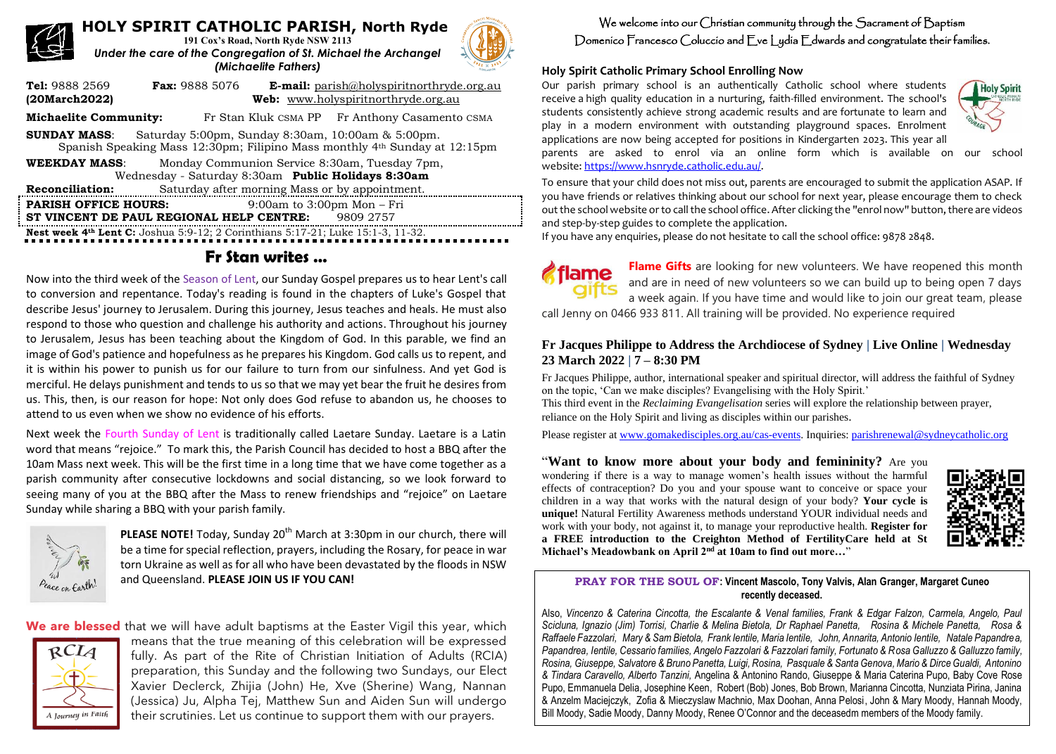# HOLY SPIRIT CATHOLIC PARISH, North Ryde

**191 Cox's Road, North Ryde NSW 2113**

*Under the care of the Congregation of St. Michael the Archangel (Michaelite Fathers)*

**Tel:** 9888 2569 **Fax:** 9888 5076 **E-mail:** parish@holyspiritnorthryde.org.au

**(20March2022)** **Web:** www.holyspiritnorthryde.org.au

**Michaelite Community:** Fr Stan Kluk CSMA PP Fr Anthony Casamento CSMA

**SUNDAY MASS**: Saturday 5:00pm, Sunday 8:30am, 10:00am & 5:00pm. Spanish Speaking Mass 12:30pm; Filipino Mass monthly 4th Sunday at 12:15pm

**WEEKDAY MASS**: Monday Communion Service 8:30am, Tuesday 7pm, Wednesday - Saturday 8:30am **Public Holidays 8:30am**

**Reconciliation:** Saturday after morning Mass or by appointment.

**PARISH OFFICE HOURS:** 9:00am to 3:00pm Mon – Fri

**ST VINCENT DE PAUL REGIONAL HELP CENTRE:** 9809 2757

**Next week 4th Lent C:** Joshua 5:9-12; 2 Corinthians 5:17-21; Luke 15:1-3, 11-32.

## Fr Stan writes …

Now into the third week of the Season of Lent, our Sunday Gospel prepares us to hear Lent's call to conversion and repentance. Today's reading is found in the chapters of Luke's Gospel that describe Jesus' journey to Jerusalem. During this journey, Jesus teaches and heals. He must also respond to those who question and challenge his authority and actions. Throughout his journey to Jerusalem, Jesus has been teaching about the Kingdom of God. In this parable, we find an image of God's patience and hopefulness as he prepares his Kingdom. God calls us to repent, and it is within his power to punish us for our failure to turn from our sinfulness. And yet God is merciful. He delays punishment and tends to us so that we may yet bear the fruit he desires from us. This, then, is our reason for hope: Not only does God refuse to abandon us, he chooses to attend to us even when we show no evidence of his efforts.

Next week the Fourth Sunday of Lent is traditionally called Laetare Sunday. Laetare is a Latin word that means "rejoice." To mark this, the Parish Council has decided to host a BBQ after the 10am Mass next week. This will be the first time in a long time that we have come together as a parish community after consecutive lockdowns and social distancing, so we look forward to seeing many of you at the BBQ after the Mass to renew friendships and "rejoice" on Laetare Sunday while sharing a BBQ with your parish family.

**PLEASE NOTE!** Today, Sunday 20th March at 3:30pm in our church, there will be a time for special reflection, prayers, including the Rosary, for peace in war torn Ukraine as well as for all who have been devastated by the floods in NSW and Queensland. **PLEASE JOIN US IF YOU CAN!**

**We are blessed** that we will have adult baptisms at the Easter Vigil this year, which means that the true meaning of this celebration will be expressed fully. As part of the Rite of Christian Initiation of Adults (RCIA) preparation, this Sunday and the following two Sundays, our Elect Xavier Declerck, Zhijia (John) He, Xve (Sherine) Wang, Nannan (Jessica) Ju, Alpha Tej, Matthew Sun and Aiden Sun will undergo their scrutinies. Let us continue to support them with our prayers.

We welcome into our Christian community through the Sacrament of Baptism Domenico Francesco Coluccio and Eve Lydia Edwards and congratulate their families.

### Holy Spirit Catholic Primary School Enrolling Now

Our parish primary school is an authentically Catholic school where students receive a high quality education in a nurturing, faith-filled environment. The school's students consistently achieve strong academic results and are fortunate to learn and play in a modern environment with outstanding playground spaces. Enrolment applications are now being accepted for positions in Kindergarten 2023. This year all parents are asked to enrol via an online form which is available on our school website: https://www.hsnryde.catholic.edu.au/.

To ensure that your child does not miss out, parents are encouraged to submit the application ASAP. If you have friends or relatives thinking about our school for next year, please encourage them to check out the school website or to call the school office. After clicking the "enrol now" button, there are videos and step-by-step guides to complete the application.

If you have any enquiries, please do not hesitate to call the school office: 9878 2848.

**Flame Gifts** are looking for new volunteers. We have reopened this month and are in need of new volunteers so we can build up to being open 7 days a week again. If you have time and would like to join our great team, please call Jenny on 0466 933 811. All training will be provided. No experience required

### Fr Jacques Philippe to Address the Archdiocese of Sydney | Live Online | Wednesday 23 March 2022 | 7 – 8:30 PM

Fr Jacques Philippe, author, international speaker and spiritual director, will address the faithful of Sydney on the topic, 'Can we make disciples? Evangelising with the Holy Spirit.'

This third event in the *Reclaiming Evangelisation* series will explore the relationship between prayer, reliance on the Holy Spirit and living as disciples within our parishes.

Please register at www.gomakedisciples.org.au/cas-events. Inquiries: parishrenewal@sydneycatholic.org

"**Want to know more about your body and femininity?** Are you wondering if there is a way to manage women's health issues without the harmful effects of contraception? Do you and your spouse want to conceive or space your children in a way that works with the natural design of your body? **Your cycle is unique!** Natural Fertility Awareness methods understand YOUR individual needs and work with your body, not against it, to manage your reproductive health. **Register for a FREE introduction to the Creighton Method of FertilityCare held at St Michael's Meadowbank on April 2nd at 10am to find out more…**"

**PRAY FOR THE SOUL OF: Vincent Mascolo, Tony Valvis, Alan Granger, Margaret Cuneo recently deceased.**

Also, *Vincenzo & Caterina Cincotta, the Escalante & Venal families, Frank & Edgar Falzon, Carmela, Angelo, Paul Scicluna, Ignazio (Jim) Torrisi, Charlie & Melina Bietola, Dr Raphael Panetta, Rosina & Michele Panetta, Rosa & Raffaele Fazzolari, Mary & Sam Bietola, Frank Ientile, Maria Ientile, John, Annarita, Antonio Ientile, Natale Papandrea, Papandrea, Ientile, Cessario families, Angelo Fazzolari & Fazzolari family, Fortunato & Rosa Galluzzo & Galluzzo family, Rosina, Giuseppe, Salvatore & Bruno Panetta, Luigi, Rosina, Pasquale & Santa Genova, Mario & Dirce Gualdi, Antonino & Tindara Caravello, Alberto Tanzini,* Angelina & Antonino Rando, Giuseppe & Maria Caterina Pupo, Baby Cove Rose Pupo, Emmanuela Delia, Josephine Keen, Robert (Bob) Jones, Bob Brown, Marianna Cincotta, Nunziata Pirina, Janina & Anzelm Maciejczyk, Zofia & Mieczyslaw Machnio, Max Doohan, Anna Pelosi, John & Mary Moody, Hannah Moody, Bill Moody, Sadie Moody, Danny Moody, Renee O'Connor and the deceasedm members of the Moody family.